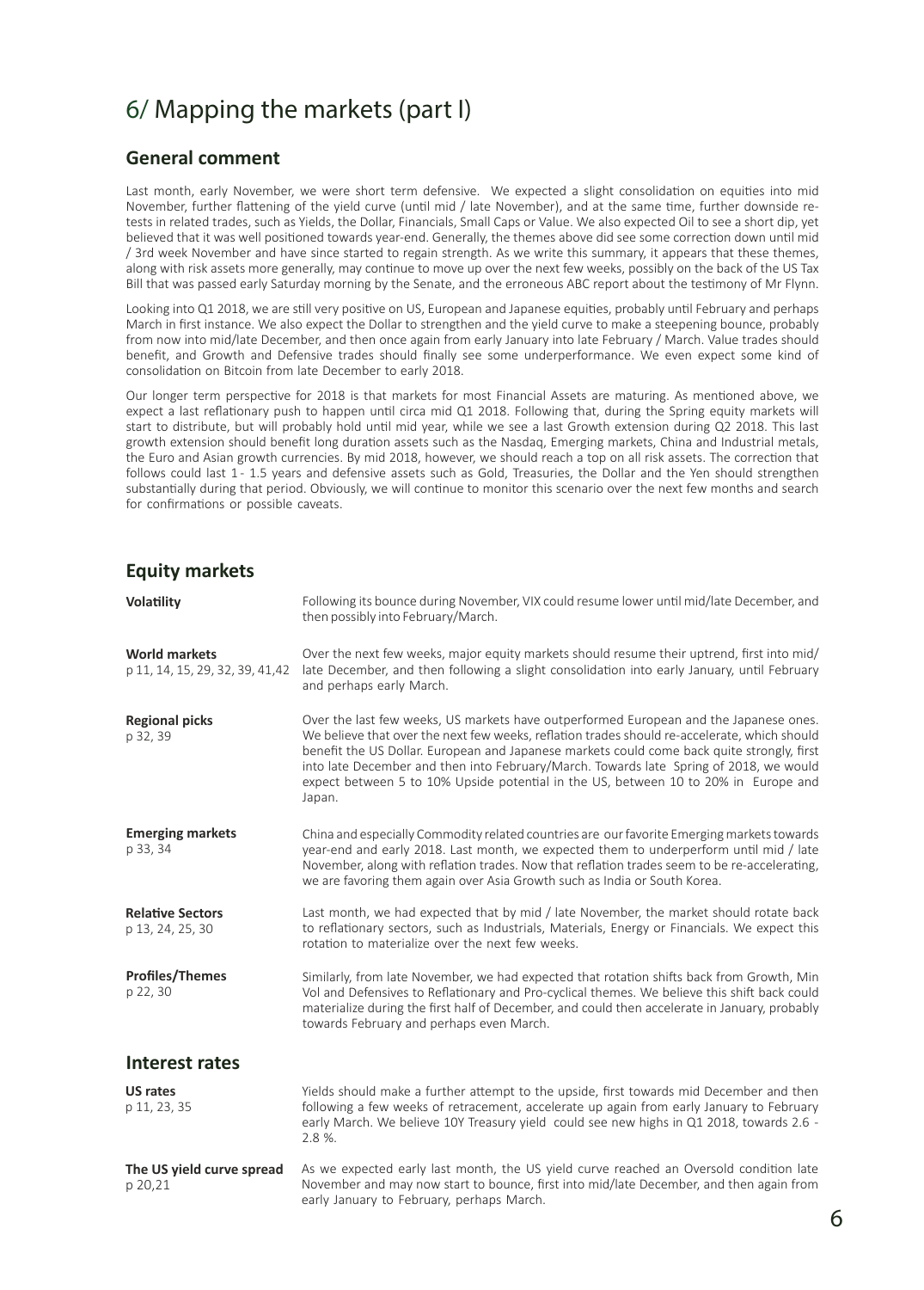# 6/ Mapping the markets (part I)

## General comment

Last month, early November, we were short term defensive. We expected a slight consolidation on equities into mid November, further flattening of the yield curve (until mid / late November), and at the same time, further downside re-tests in related trades, such as Yields, the Dollar, Financials, Small Caps or Value. We also expected Oil to see a short dip, yet believed that it was well positioned towards year-end. Generally, the themes above did see some correction down until mid / 3rd week November and have since started to regain strength. As we write this summary, it appears that these themes, along with risk assets more generally, may continue to move up over the next few weeks, possibly on the back of the US Tax Bill that was passed early Saturday morning by the Senate, and the erroneous ABC report about the testimony of Mr Flynn.

Looking into Q1 2018, we are still very positive on US, European and Japanese equities, probably until February and perhaps March in first instance. We also expect the Dollar to strengthen and the yield curve to make a steepening bounce, probably from now into mid/late December, and then once again from early January into late February / March. Value trades should benefit, and Growth and Defensive trades should finally see some underperformance. We even expect some kind of consolidation on Bitcoin from late December to early 2018.

Our longer term perspective for 2018 is that markets for most Financial Assets are maturing. As mentioned above, we expect a last reflationary push to happen until circa mid Q1 2018. Following that, during the Spring equity markets will start to distribute, but will probably hold until mid year, while we see a last Growth extension during Q2 2018. This last growth extension should benefit long duration assets such as the Nasdaq, Emerging markets, China and Industrial metals, the Euro and Asian growth currencies. By mid 2018, however, we should reach a top on all risk assets. The correction that follows could last 1 - 1.5 years and defensive assets such as Gold, Treasuries, the Dollar and the Yen should strengthen substantially during that period. Obviously, we will continue to monitor this scenario over the next few months and search for confirmations or possible caveats.

## Equity markets

**Volatility**

Following its bounce during November, VIX could resume lower until mid/late December, and then possibly into February/March.

**World markets**
p 11, 14, 15, 29, 32, 39, 41,42

Over the next few weeks, major equity markets should resume their uptrend, first into mid/ late December, and then following a slight consolidation into early January, until February and perhaps early March.

**Regional picks**
p 32, 39

Over the last few weeks, US markets have outperformed European and the Japanese ones. We believe that over the next few weeks, reflation trades should re-accelerate, which should benefit the US Dollar. European and Japanese markets could come back quite strongly, first into late December and then into February/March. Towards late Spring of 2018, we would expect between 5 to 10% Upside potential in the US, between 10 to 20% in Europe and Japan.

**Emerging markets**
p 33, 34

China and especially Commodity related countries are our favorite Emerging markets towards year-end and early 2018. Last month, we expected them to underperform until mid / late November, along with reflation trades. Now that reflation trades seem to be re-accelerating, we are favoring them again over Asia Growth such as India or South Korea.

**Relative Sectors**
p 13, 24, 25, 30

Last month, we had expected that by mid / late November, the market should rotate back to reflationary sectors, such as Industrials, Materials, Energy or Financials. We expect this rotation to materialize over the next few weeks.

**Profiles/Themes**
p 22, 30

Similarly, from late November, we had expected that rotation shifts back from Growth, Min Vol and Defensives to Reflationary and Pro-cyclical themes. We believe this shift back could materialize during the first half of December, and could then accelerate in January, probably towards February and perhaps even March.

## Interest rates

**US rates**
p 11, 23, 35

Yields should make a further attempt to the upside, first towards mid December and then following a few weeks of retracement, accelerate up again from early January to February early March. We believe 10Y Treasury yield could see new highs in Q1 2018, towards 2.6 - 2.8 %.

**The US yield curve spread**
p 20,21

As we expected early last month, the US yield curve reached an Oversold condition late November and may now start to bounce, first into mid/late December, and then again from early January to February, perhaps March.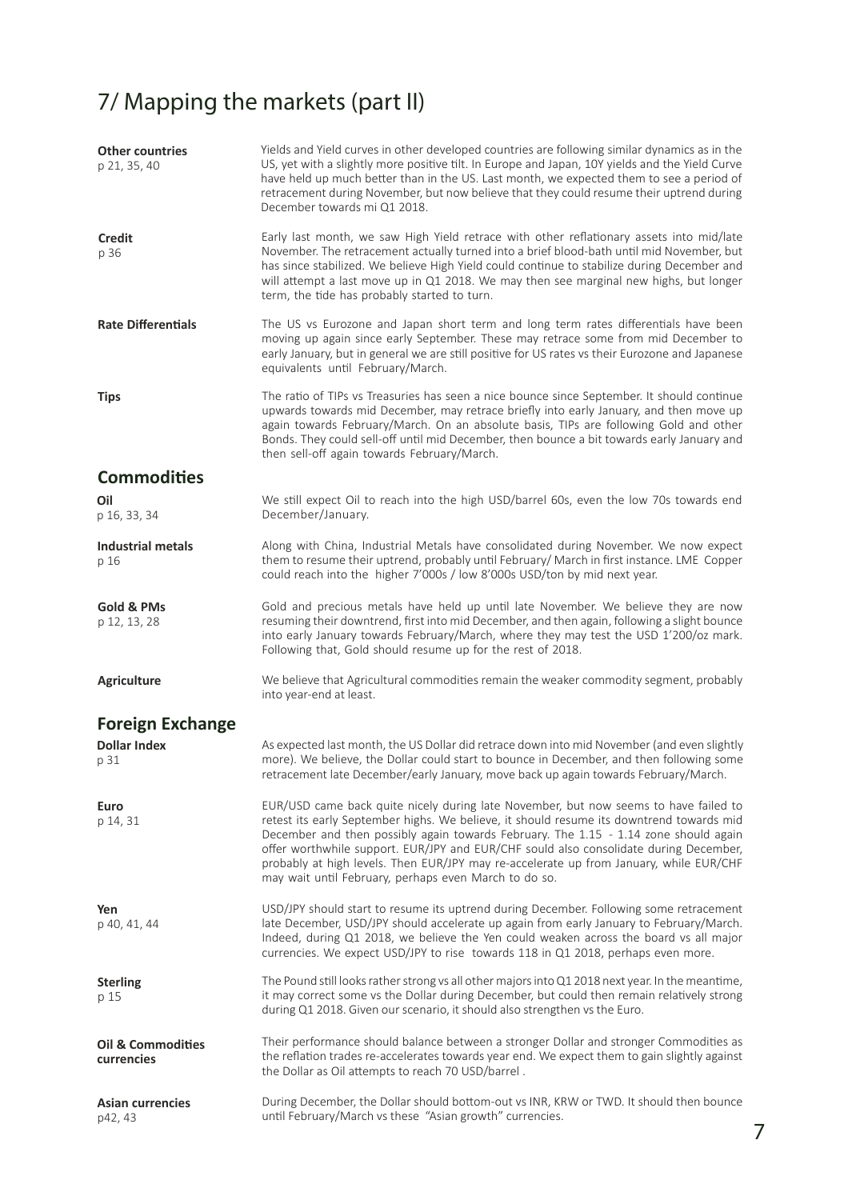# 7/ Mapping the markets (part II)

**Other countries**
p 21, 35, 40

Yields and Yield curves in other developed countries are following similar dynamics as in the US, yet with a slightly more positive tilt. In Europe and Japan, 10Y yields and the Yield Curve have held up much better than in the US. Last month, we expected them to see a period of retracement during November, but now believe that they could resume their uptrend during December towards mi Q1 2018.

**Credit**
p 36

Early last month, we saw High Yield retrace with other reflationary assets into mid/late November. The retracement actually turned into a brief blood-bath until mid November, but has since stabilized. We believe High Yield could continue to stabilize during December and will attempt a last move up in Q1 2018. We may then see marginal new highs, but longer term, the tide has probably started to turn.

**Rate Differentials**

The US vs Eurozone and Japan short term and long term rates differentials have been moving up again since early September. These may retrace some from mid December to early January, but in general we are still positive for US rates vs their Eurozone and Japanese equivalents until February/March.

**Tips**

The ratio of TIPs vs Treasuries has seen a nice bounce since September. It should continue upwards towards mid December, may retrace briefly into early January, and then move up again towards February/March. On an absolute basis, TIPs are following Gold and other Bonds. They could sell-off until mid December, then bounce a bit towards early January and then sell-off again towards February/March.

## Commodities

**Oil**
p 16, 33, 34

We still expect Oil to reach into the high USD/barrel 60s, even the low 70s towards end December/January.

**Industrial metals**
p 16

Along with China, Industrial Metals have consolidated during November. We now expect them to resume their uptrend, probably until February/ March in first instance. LME Copper could reach into the higher 7'000s / low 8'000s USD/ton by mid next year.

**Gold & PMs**
p 12, 13, 28

Gold and precious metals have held up until late November. We believe they are now resuming their downtrend, first into mid December, and then again, following a slight bounce into early January towards February/March, where they may test the USD 1'200/oz mark. Following that, Gold should resume up for the rest of 2018.

**Agriculture**

We believe that Agricultural commodities remain the weaker commodity segment, probably into year-end at least.

## Foreign Exchange

**Dollar Index**
p 31

As expected last month, the US Dollar did retrace down into mid November (and even slightly more). We believe, the Dollar could start to bounce in December, and then following some retracement late December/early January, move back up again towards February/March.

**Euro**
p 14, 31

EUR/USD came back quite nicely during late November, but now seems to have failed to retest its early September highs. We believe, it should resume its downtrend towards mid December and then possibly again towards February. The 1.15 - 1.14 zone should again offer worthwhile support. EUR/JPY and EUR/CHF sould also consolidate during December, probably at high levels. Then EUR/JPY may re-accelerate up from January, while EUR/CHF may wait until February, perhaps even March to do so.

**Yen**
p 40, 41, 44

USD/JPY should start to resume its uptrend during December. Following some retracement late December, USD/JPY should accelerate up again from early January to February/March. Indeed, during Q1 2018, we believe the Yen could weaken across the board vs all major currencies. We expect USD/JPY to rise towards 118 in Q1 2018, perhaps even more.

**Sterling**
p 15

The Pound still looks rather strong vs all other majors into Q1 2018 next year. In the meantime, it may correct some vs the Dollar during December, but could then remain relatively strong during Q1 2018. Given our scenario, it should also strengthen vs the Euro.

**Oil & Commodities currencies**

Their performance should balance between a stronger Dollar and stronger Commodities as the reflation trades re-accelerates towards year end. We expect them to gain slightly against the Dollar as Oil attempts to reach 70 USD/barrel .

**Asian currencies**
p42, 43

During December, the Dollar should bottom-out vs INR, KRW or TWD. It should then bounce until February/March vs these "Asian growth" currencies.